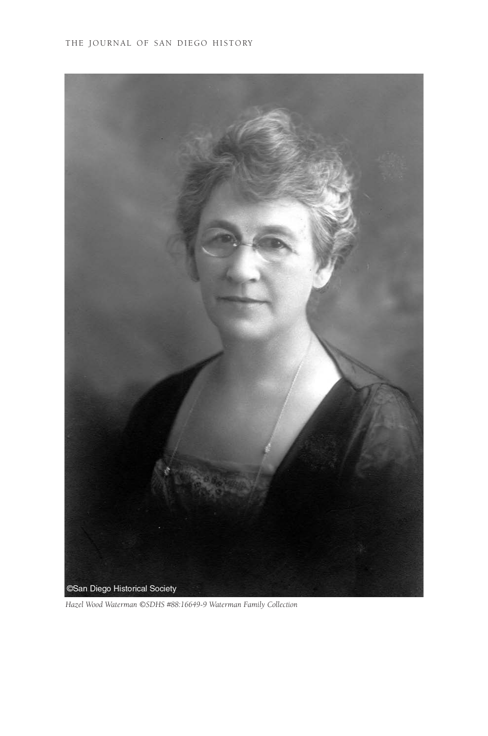©San Diego Historical Society

*Hazel Wood Waterman ©SDHS #88:16649-9 Waterman Family Collection*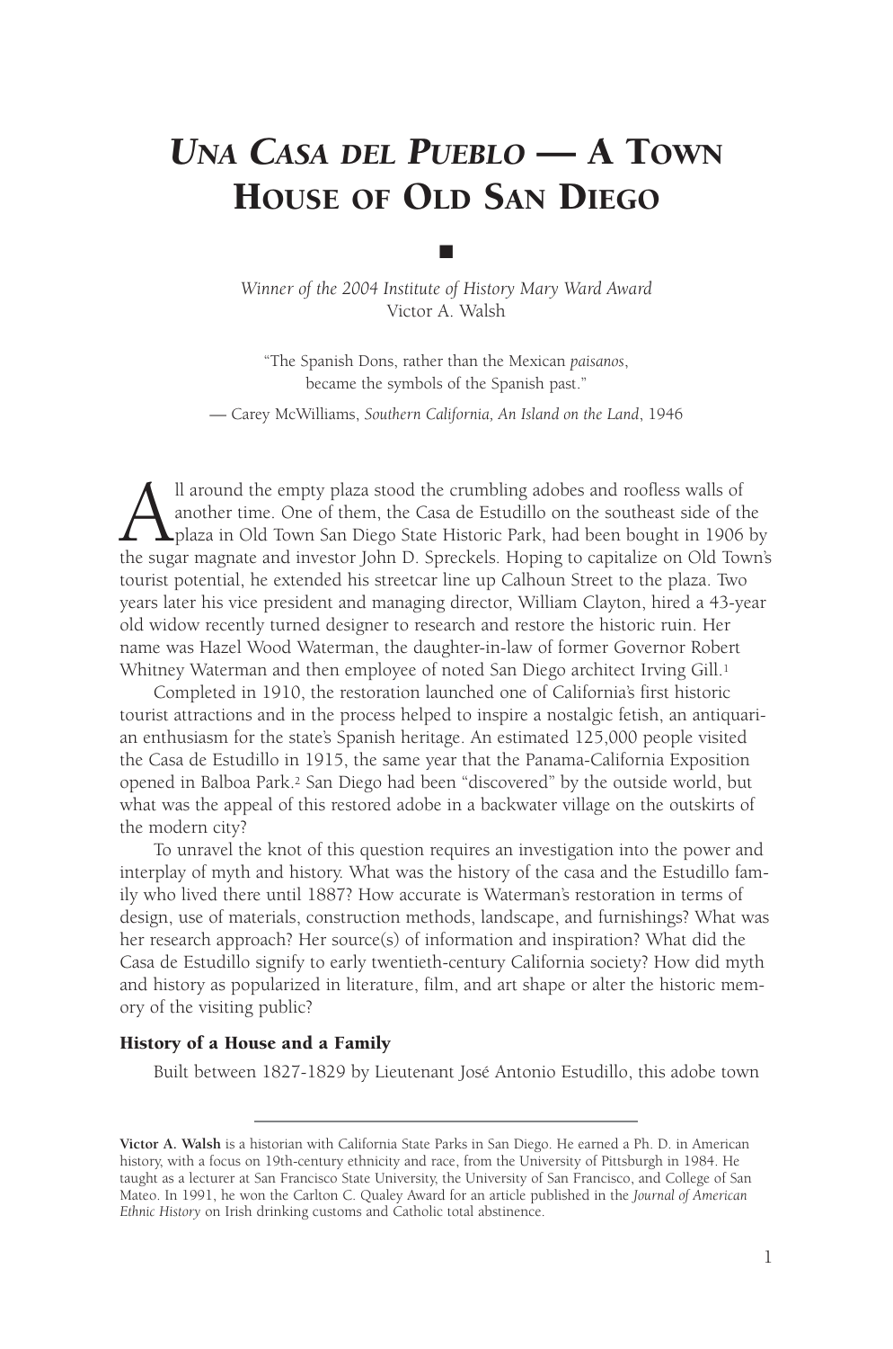# *Una Casa del Pueblo* — A Town House of Old San Diego

■

*Winner of the 2004 Institute of History Mary Ward Award*
Victor A. Walsh

"The Spanish Dons, rather than the Mexican *paisanos*, became the symbols of the Spanish past."

— Carey McWilliams, *Southern California, An Island on the Land*, 1946

All around the empty plaza stood the crumbling adobes and roofless walls of another time. One of them, the Casa de Estudillo on the southeast side of the plaza in Old Town San Diego State Historic Park, had been bought in 1906 by the sugar magnate and investor John D. Spreckels. Hoping to capitalize on Old Town's tourist potential, he extended his streetcar line up Calhoun Street to the plaza. Two years later his vice president and managing director, William Clayton, hired a 43-year old widow recently turned designer to research and restore the historic ruin. Her name was Hazel Wood Waterman, the daughter-in-law of former Governor Robert Whitney Waterman and then employee of noted San Diego architect Irving Gill.[1]

Completed in 1910, the restoration launched one of California's first historic tourist attractions and in the process helped to inspire a nostalgic fetish, an antiquarian enthusiasm for the state's Spanish heritage. An estimated 125,000 people visited the Casa de Estudillo in 1915, the same year that the Panama-California Exposition opened in Balboa Park.[2] San Diego had been "discovered" by the outside world, but what was the appeal of this restored adobe in a backwater village on the outskirts of the modern city?

To unravel the knot of this question requires an investigation into the power and interplay of myth and history. What was the history of the casa and the Estudillo family who lived there until 1887? How accurate is Waterman's restoration in terms of design, use of materials, construction methods, landscape, and furnishings? What was her research approach? Her source(s) of information and inspiration? What did the Casa de Estudillo signify to early twentieth-century California society? How did myth and history as popularized in literature, film, and art shape or alter the historic memory of the visiting public?

### History of a House and a Family

Built between 1827-1829 by Lieutenant José Antonio Estudillo, this adobe town

---

**Victor A. Walsh** is a historian with California State Parks in San Diego. He earned a Ph. D. in American history, with a focus on 19th-century ethnicity and race, from the University of Pittsburgh in 1984. He taught as a lecturer at San Francisco State University, the University of San Francisco, and College of San Mateo. In 1991, he won the Carlton C. Qualey Award for an article published in the *Journal of American Ethnic History* on Irish drinking customs and Catholic total abstinence.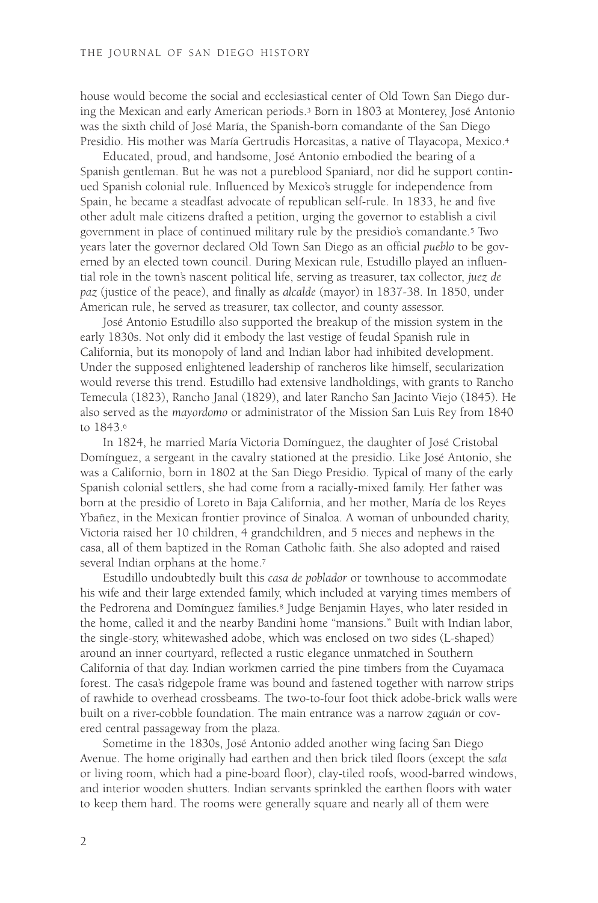house would become the social and ecclesiastical center of Old Town San Diego during the Mexican and early American periods.[3] Born in 1803 at Monterey, José Antonio was the sixth child of José María, the Spanish-born comandante of the San Diego Presidio. His mother was María Gertrudis Horcasitas, a native of Tlayacopa, Mexico.[4]

Educated, proud, and handsome, José Antonio embodied the bearing of a Spanish gentleman. But he was not a pureblood Spaniard, nor did he support continued Spanish colonial rule. Influenced by Mexico's struggle for independence from Spain, he became a steadfast advocate of republican self-rule. In 1833, he and five other adult male citizens drafted a petition, urging the governor to establish a civil government in place of continued military rule by the presidio's comandante.[5] Two years later the governor declared Old Town San Diego as an official *pueblo* to be governed by an elected town council. During Mexican rule, Estudillo played an influential role in the town's nascent political life, serving as treasurer, tax collector, *juez de paz* (justice of the peace), and finally as *alcalde* (mayor) in 1837-38. In 1850, under American rule, he served as treasurer, tax collector, and county assessor.

José Antonio Estudillo also supported the breakup of the mission system in the early 1830s. Not only did it embody the last vestige of feudal Spanish rule in California, but its monopoly of land and Indian labor had inhibited development. Under the supposed enlightened leadership of rancheros like himself, secularization would reverse this trend. Estudillo had extensive landholdings, with grants to Rancho Temecula (1823), Rancho Janal (1829), and later Rancho San Jacinto Viejo (1845). He also served as the *mayordomo* or administrator of the Mission San Luis Rey from 1840 to 1843.[6]

In 1824, he married María Victoria Domínguez, the daughter of José Cristobal Domínguez, a sergeant in the cavalry stationed at the presidio. Like José Antonio, she was a Californio, born in 1802 at the San Diego Presidio. Typical of many of the early Spanish colonial settlers, she had come from a racially-mixed family. Her father was born at the presidio of Loreto in Baja California, and her mother, María de los Reyes Ybañez, in the Mexican frontier province of Sinaloa. A woman of unbounded charity, Victoria raised her 10 children, 4 grandchildren, and 5 nieces and nephews in the casa, all of them baptized in the Roman Catholic faith. She also adopted and raised several Indian orphans at the home.[7]

Estudillo undoubtedly built this *casa de poblador* or townhouse to accommodate his wife and their large extended family, which included at varying times members of the Pedrorena and Domínguez families.[8] Judge Benjamin Hayes, who later resided in the home, called it and the nearby Bandini home "mansions." Built with Indian labor, the single-story, whitewashed adobe, which was enclosed on two sides (L-shaped) around an inner courtyard, reflected a rustic elegance unmatched in Southern California of that day. Indian workmen carried the pine timbers from the Cuyamaca forest. The casa's ridgepole frame was bound and fastened together with narrow strips of rawhide to overhead crossbeams. The two-to-four foot thick adobe-brick walls were built on a river-cobble foundation. The main entrance was a narrow *zaguán* or covered central passageway from the plaza.

Sometime in the 1830s, José Antonio added another wing facing San Diego Avenue. The home originally had earthen and then brick tiled floors (except the *sala* or living room, which had a pine-board floor), clay-tiled roofs, wood-barred windows, and interior wooden shutters. Indian servants sprinkled the earthen floors with water to keep them hard. The rooms were generally square and nearly all of them were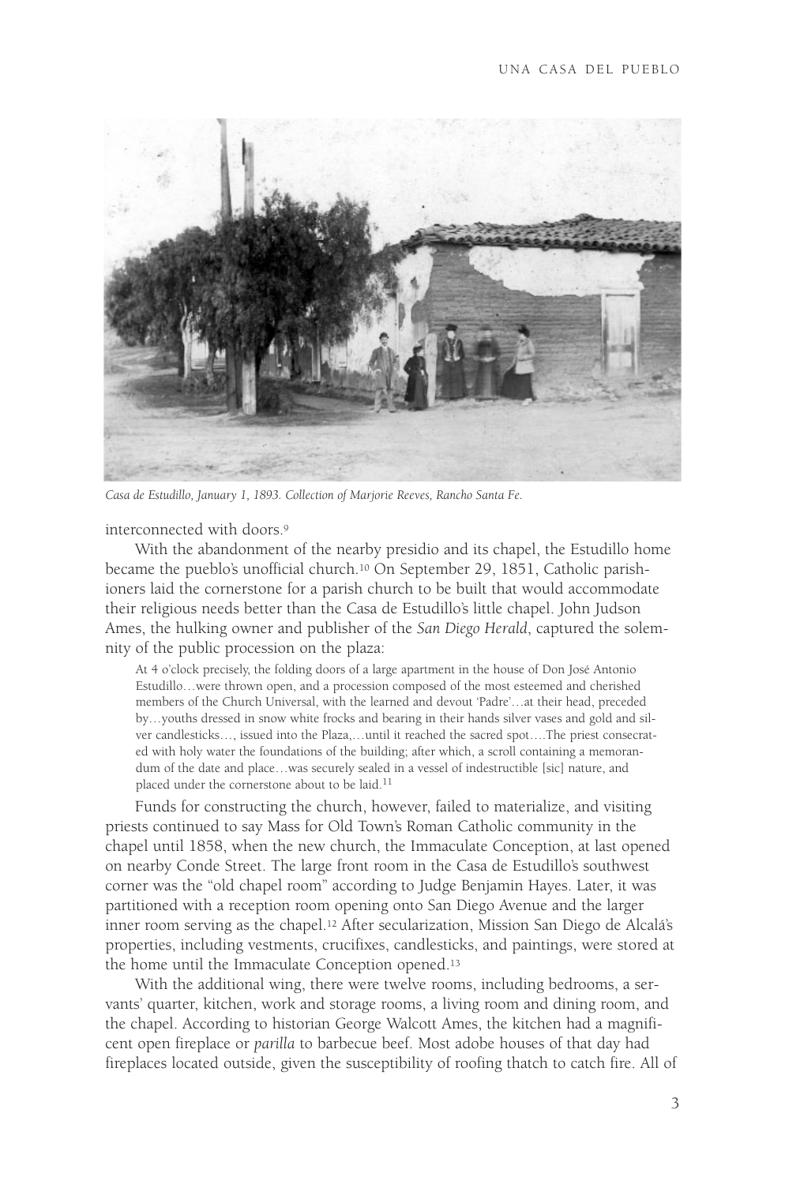*Casa de Estudillo, January 1, 1893. Collection of Marjorie Reeves, Rancho Santa Fe.*

interconnected with doors.[9]

With the abandonment of the nearby presidio and its chapel, the Estudillo home became the pueblo's unofficial church.[10] On September 29, 1851, Catholic parishioners laid the cornerstone for a parish church to be built that would accommodate their religious needs better than the Casa de Estudillo's little chapel. John Judson Ames, the hulking owner and publisher of the *San Diego Herald*, captured the solemnity of the public procession on the plaza:

> At 4 o'clock precisely, the folding doors of a large apartment in the house of Don José Antonio Estudillo…were thrown open, and a procession composed of the most esteemed and cherished members of the Church Universal, with the learned and devout 'Padre'…at their head, preceded by…youths dressed in snow white frocks and bearing in their hands silver vases and gold and silver candlesticks…, issued into the Plaza,…until it reached the sacred spot….The priest consecrated with holy water the foundations of the building; after which, a scroll containing a memorandum of the date and place…was securely sealed in a vessel of indestructible [sic] nature, and placed under the cornerstone about to be laid.[11]

Funds for constructing the church, however, failed to materialize, and visiting priests continued to say Mass for Old Town's Roman Catholic community in the chapel until 1858, when the new church, the Immaculate Conception, at last opened on nearby Conde Street. The large front room in the Casa de Estudillo's southwest corner was the "old chapel room" according to Judge Benjamin Hayes. Later, it was partitioned with a reception room opening onto San Diego Avenue and the larger inner room serving as the chapel.[12] After secularization, Mission San Diego de Alcalá's properties, including vestments, crucifixes, candlesticks, and paintings, were stored at the home until the Immaculate Conception opened.[13]

With the additional wing, there were twelve rooms, including bedrooms, a servants' quarter, kitchen, work and storage rooms, a living room and dining room, and the chapel. According to historian George Walcott Ames, the kitchen had a magnificent open fireplace or *parilla* to barbecue beef. Most adobe houses of that day had fireplaces located outside, given the susceptibility of roofing thatch to catch fire. All of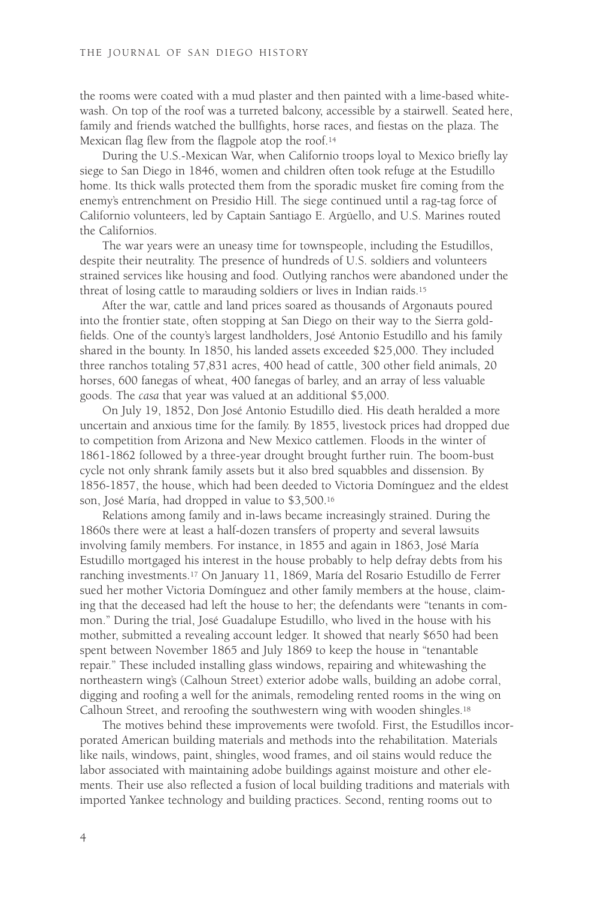the rooms were coated with a mud plaster and then painted with a lime-based whitewash. On top of the roof was a turreted balcony, accessible by a stairwell. Seated here, family and friends watched the bullfights, horse races, and fiestas on the plaza. The Mexican flag flew from the flagpole atop the roof.[14]

During the U.S.-Mexican War, when Californio troops loyal to Mexico briefly lay siege to San Diego in 1846, women and children often took refuge at the Estudillo home. Its thick walls protected them from the sporadic musket fire coming from the enemy's entrenchment on Presidio Hill. The siege continued until a rag-tag force of Californio volunteers, led by Captain Santiago E. Argüello, and U.S. Marines routed the Californios.

The war years were an uneasy time for townspeople, including the Estudillos, despite their neutrality. The presence of hundreds of U.S. soldiers and volunteers strained services like housing and food. Outlying ranchos were abandoned under the threat of losing cattle to marauding soldiers or lives in Indian raids.[15]

After the war, cattle and land prices soared as thousands of Argonauts poured into the frontier state, often stopping at San Diego on their way to the Sierra goldfields. One of the county's largest landholders, José Antonio Estudillo and his family shared in the bounty. In 1850, his landed assets exceeded $25,000. They included three ranchos totaling 57,831 acres, 400 head of cattle, 300 other field animals, 20 horses, 600 fanegas of wheat, 400 fanegas of barley, and an array of less valuable goods. The *casa* that year was valued at an additional $5,000.

On July 19, 1852, Don José Antonio Estudillo died. His death heralded a more uncertain and anxious time for the family. By 1855, livestock prices had dropped due to competition from Arizona and New Mexico cattlemen. Floods in the winter of 1861-1862 followed by a three-year drought brought further ruin. The boom-bust cycle not only shrank family assets but it also bred squabbles and dissension. By 1856-1857, the house, which had been deeded to Victoria Domínguez and the eldest son, José María, had dropped in value to $3,500.[16]

Relations among family and in-laws became increasingly strained. During the 1860s there were at least a half-dozen transfers of property and several lawsuits involving family members. For instance, in 1855 and again in 1863, José María Estudillo mortgaged his interest in the house probably to help defray debts from his ranching investments.[17] On January 11, 1869, María del Rosario Estudillo de Ferrer sued her mother Victoria Domínguez and other family members at the house, claiming that the deceased had left the house to her; the defendants were "tenants in common." During the trial, José Guadalupe Estudillo, who lived in the house with his mother, submitted a revealing account ledger. It showed that nearly $650 had been spent between November 1865 and July 1869 to keep the house in "tenantable repair." These included installing glass windows, repairing and whitewashing the northeastern wing's (Calhoun Street) exterior adobe walls, building an adobe corral, digging and roofing a well for the animals, remodeling rented rooms in the wing on Calhoun Street, and reroofing the southwestern wing with wooden shingles.[18]

The motives behind these improvements were twofold. First, the Estudillos incorporated American building materials and methods into the rehabilitation. Materials like nails, windows, paint, shingles, wood frames, and oil stains would reduce the labor associated with maintaining adobe buildings against moisture and other elements. Their use also reflected a fusion of local building traditions and materials with imported Yankee technology and building practices. Second, renting rooms out to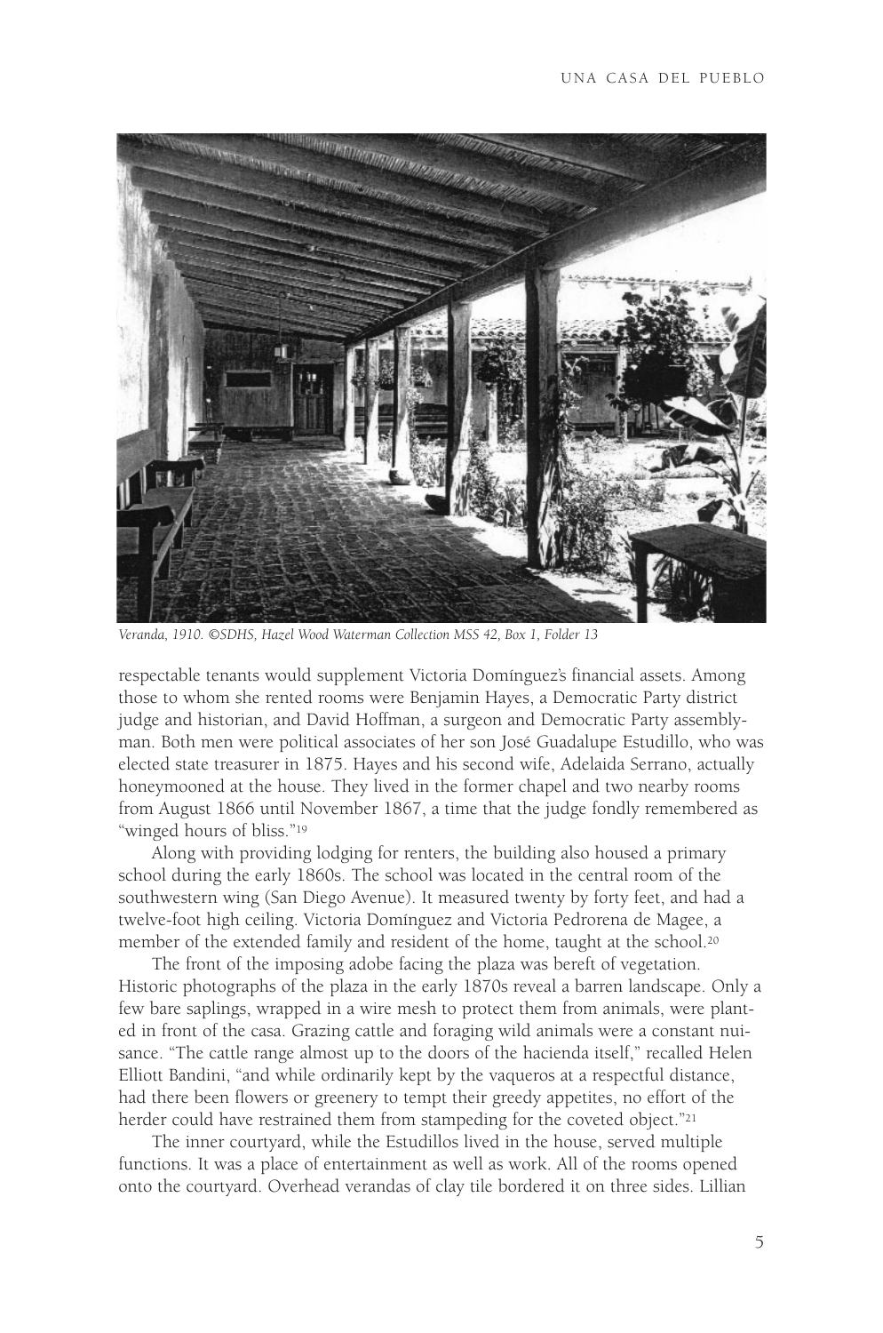*Veranda, 1910. ©SDHS, Hazel Wood Waterman Collection MSS 42, Box 1, Folder 13*

respectable tenants would supplement Victoria Domínguez's financial assets. Among those to whom she rented rooms were Benjamin Hayes, a Democratic Party district judge and historian, and David Hoffman, a surgeon and Democratic Party assemblyman. Both men were political associates of her son José Guadalupe Estudillo, who was elected state treasurer in 1875. Hayes and his second wife, Adelaida Serrano, actually honeymooned at the house. They lived in the former chapel and two nearby rooms from August 1866 until November 1867, a time that the judge fondly remembered as "winged hours of bliss."[19]

Along with providing lodging for renters, the building also housed a primary school during the early 1860s. The school was located in the central room of the southwestern wing (San Diego Avenue). It measured twenty by forty feet, and had a twelve-foot high ceiling. Victoria Domínguez and Victoria Pedrorena de Magee, a member of the extended family and resident of the home, taught at the school.[20]

The front of the imposing adobe facing the plaza was bereft of vegetation. Historic photographs of the plaza in the early 1870s reveal a barren landscape. Only a few bare saplings, wrapped in a wire mesh to protect them from animals, were planted in front of the casa. Grazing cattle and foraging wild animals were a constant nuisance. "The cattle range almost up to the doors of the hacienda itself," recalled Helen Elliott Bandini, "and while ordinarily kept by the vaqueros at a respectful distance, had there been flowers or greenery to tempt their greedy appetites, no effort of the herder could have restrained them from stampeding for the coveted object."[21]

The inner courtyard, while the Estudillos lived in the house, served multiple functions. It was a place of entertainment as well as work. All of the rooms opened onto the courtyard. Overhead verandas of clay tile bordered it on three sides. Lillian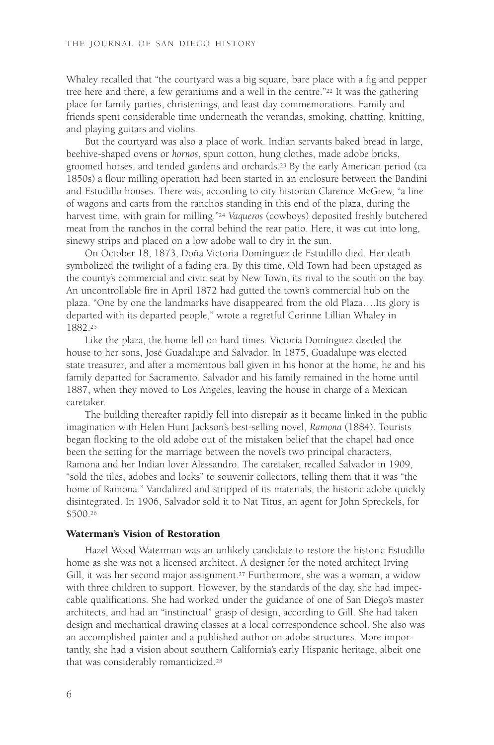Whaley recalled that "the courtyard was a big square, bare place with a fig and pepper tree here and there, a few geraniums and a well in the centre."[22] It was the gathering place for family parties, christenings, and feast day commemorations. Family and friends spent considerable time underneath the verandas, smoking, chatting, knitting, and playing guitars and violins.

But the courtyard was also a place of work. Indian servants baked bread in large, beehive-shaped ovens or *hornos*, spun cotton, hung clothes, made adobe bricks, groomed horses, and tended gardens and orchards.[23] By the early American period (ca 1850s) a flour milling operation had been started in an enclosure between the Bandini and Estudillo houses. There was, according to city historian Clarence McGrew, "a line of wagons and carts from the ranchos standing in this end of the plaza, during the harvest time, with grain for milling."[24] *Vaqueros* (cowboys) deposited freshly butchered meat from the ranchos in the corral behind the rear patio. Here, it was cut into long, sinewy strips and placed on a low adobe wall to dry in the sun.

On October 18, 1873, Doña Victoria Domínguez de Estudillo died. Her death symbolized the twilight of a fading era. By this time, Old Town had been upstaged as the county's commercial and civic seat by New Town, its rival to the south on the bay. An uncontrollable fire in April 1872 had gutted the town's commercial hub on the plaza. "One by one the landmarks have disappeared from the old Plaza….Its glory is departed with its departed people," wrote a regretful Corinne Lillian Whaley in 1882.[25]

Like the plaza, the home fell on hard times. Victoria Domínguez deeded the house to her sons, José Guadalupe and Salvador. In 1875, Guadalupe was elected state treasurer, and after a momentous ball given in his honor at the home, he and his family departed for Sacramento. Salvador and his family remained in the home until 1887, when they moved to Los Angeles, leaving the house in charge of a Mexican caretaker.

The building thereafter rapidly fell into disrepair as it became linked in the public imagination with Helen Hunt Jackson's best-selling novel, *Ramona* (1884). Tourists began flocking to the old adobe out of the mistaken belief that the chapel had once been the setting for the marriage between the novel's two principal characters, Ramona and her Indian lover Alessandro. The caretaker, recalled Salvador in 1909, "sold the tiles, adobes and locks" to souvenir collectors, telling them that it was "the home of Ramona." Vandalized and stripped of its materials, the historic adobe quickly disintegrated. In 1906, Salvador sold it to Nat Titus, an agent for John Spreckels, for $500.[26]

### Waterman's Vision of Restoration

Hazel Wood Waterman was an unlikely candidate to restore the historic Estudillo home as she was not a licensed architect. A designer for the noted architect Irving Gill, it was her second major assignment.[27] Furthermore, she was a woman, a widow with three children to support. However, by the standards of the day, she had impeccable qualifications. She had worked under the guidance of one of San Diego's master architects, and had an "instinctual" grasp of design, according to Gill. She had taken design and mechanical drawing classes at a local correspondence school. She also was an accomplished painter and a published author on adobe structures. More importantly, she had a vision about southern California's early Hispanic heritage, albeit one that was considerably romanticized.[28]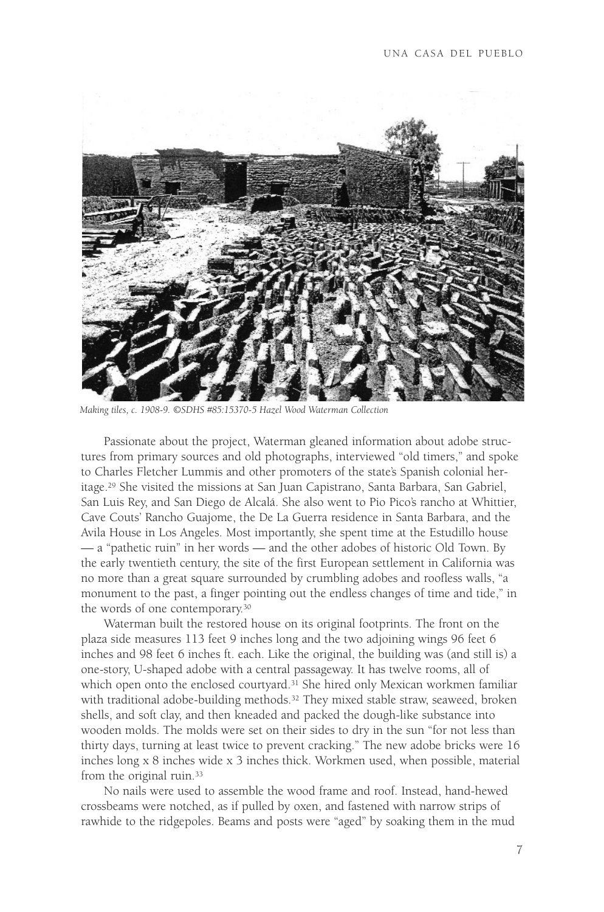*Making tiles, c. 1908-9. ©SDHS #85:15370-5 Hazel Wood Waterman Collection*

Passionate about the project, Waterman gleaned information about adobe structures from primary sources and old photographs, interviewed "old timers," and spoke to Charles Fletcher Lummis and other promoters of the state's Spanish colonial heritage.[29] She visited the missions at San Juan Capistrano, Santa Barbara, San Gabriel, San Luis Rey, and San Diego de Alcalá. She also went to Pio Pico's rancho at Whittier, Cave Couts' Rancho Guajome, the De La Guerra residence in Santa Barbara, and the Avila House in Los Angeles. Most importantly, she spent time at the Estudillo house — a "pathetic ruin" in her words — and the other adobes of historic Old Town. By the early twentieth century, the site of the first European settlement in California was no more than a great square surrounded by crumbling adobes and roofless walls, "a monument to the past, a finger pointing out the endless changes of time and tide," in the words of one contemporary.[30]

Waterman built the restored house on its original footprints. The front on the plaza side measures 113 feet 9 inches long and the two adjoining wings 96 feet 6 inches and 98 feet 6 inches ft. each. Like the original, the building was (and still is) a one-story, U-shaped adobe with a central passageway. It has twelve rooms, all of which open onto the enclosed courtyard.[31] She hired only Mexican workmen familiar with traditional adobe-building methods.[32] They mixed stable straw, seaweed, broken shells, and soft clay, and then kneaded and packed the dough-like substance into wooden molds. The molds were set on their sides to dry in the sun "for not less than thirty days, turning at least twice to prevent cracking." The new adobe bricks were 16 inches long x 8 inches wide x 3 inches thick. Workmen used, when possible, material from the original ruin.[33]

No nails were used to assemble the wood frame and roof. Instead, hand-hewed crossbeams were notched, as if pulled by oxen, and fastened with narrow strips of rawhide to the ridgepoles. Beams and posts were "aged" by soaking them in the mud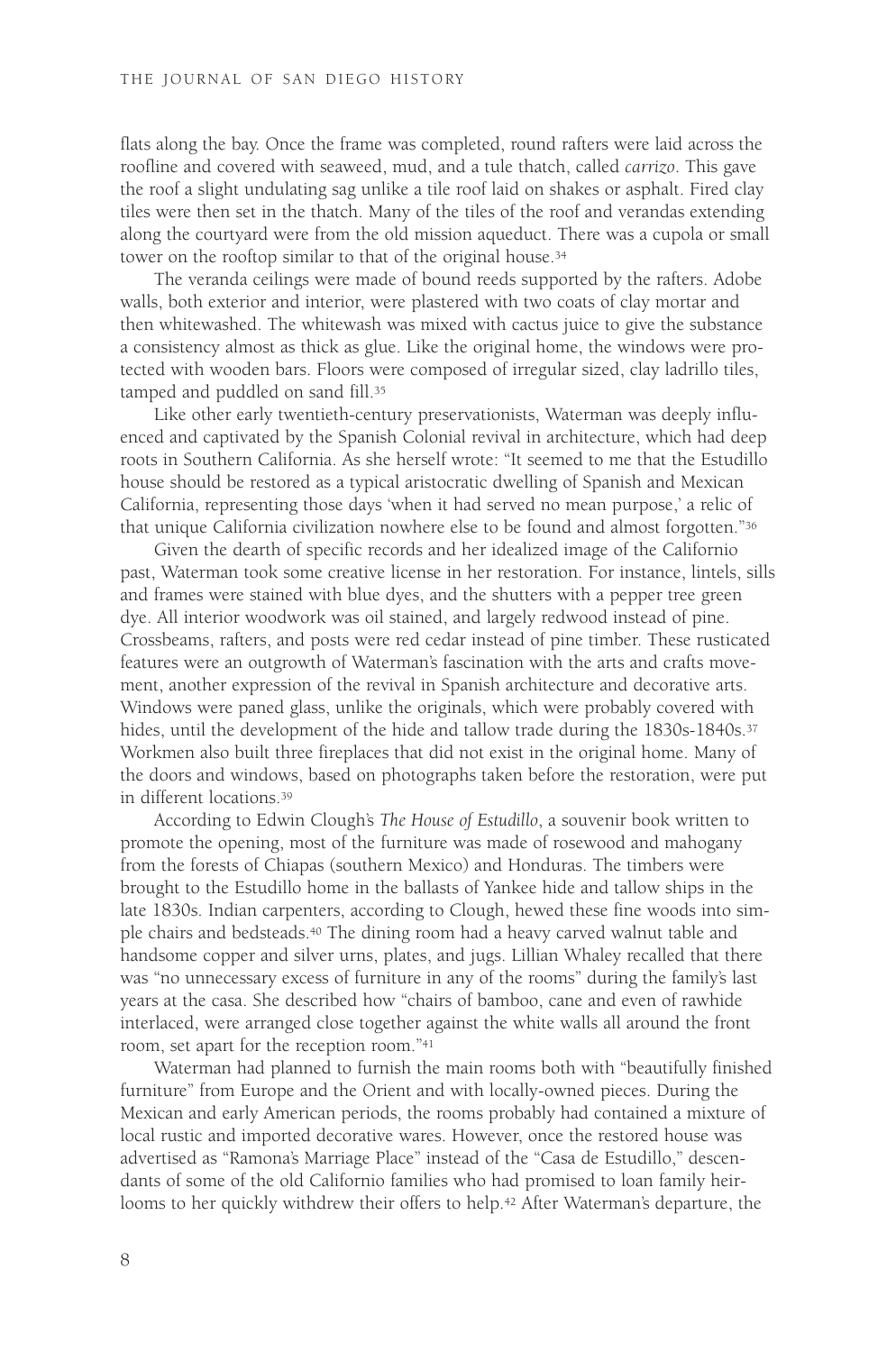flats along the bay. Once the frame was completed, round rafters were laid across the roofline and covered with seaweed, mud, and a tule thatch, called *carrizo*. This gave the roof a slight undulating sag unlike a tile roof laid on shakes or asphalt. Fired clay tiles were then set in the thatch. Many of the tiles of the roof and verandas extending along the courtyard were from the old mission aqueduct. There was a cupola or small tower on the rooftop similar to that of the original house.[34]

The veranda ceilings were made of bound reeds supported by the rafters. Adobe walls, both exterior and interior, were plastered with two coats of clay mortar and then whitewashed. The whitewash was mixed with cactus juice to give the substance a consistency almost as thick as glue. Like the original home, the windows were protected with wooden bars. Floors were composed of irregular sized, clay ladrillo tiles, tamped and puddled on sand fill.[35]

Like other early twentieth-century preservationists, Waterman was deeply influenced and captivated by the Spanish Colonial revival in architecture, which had deep roots in Southern California. As she herself wrote: "It seemed to me that the Estudillo house should be restored as a typical aristocratic dwelling of Spanish and Mexican California, representing those days 'when it had served no mean purpose,' a relic of that unique California civilization nowhere else to be found and almost forgotten."[36]

Given the dearth of specific records and her idealized image of the Californio past, Waterman took some creative license in her restoration. For instance, lintels, sills and frames were stained with blue dyes, and the shutters with a pepper tree green dye. All interior woodwork was oil stained, and largely redwood instead of pine. Crossbeams, rafters, and posts were red cedar instead of pine timber. These rusticated features were an outgrowth of Waterman's fascination with the arts and crafts movement, another expression of the revival in Spanish architecture and decorative arts. Windows were paned glass, unlike the originals, which were probably covered with hides, until the development of the hide and tallow trade during the 1830s-1840s.[37] Workmen also built three fireplaces that did not exist in the original home. Many of the doors and windows, based on photographs taken before the restoration, were put in different locations.[39]

According to Edwin Clough's *The House of Estudillo*, a souvenir book written to promote the opening, most of the furniture was made of rosewood and mahogany from the forests of Chiapas (southern Mexico) and Honduras. The timbers were brought to the Estudillo home in the ballasts of Yankee hide and tallow ships in the late 1830s. Indian carpenters, according to Clough, hewed these fine woods into simple chairs and bedsteads.[40] The dining room had a heavy carved walnut table and handsome copper and silver urns, plates, and jugs. Lillian Whaley recalled that there was "no unnecessary excess of furniture in any of the rooms" during the family's last years at the casa. She described how "chairs of bamboo, cane and even of rawhide interlaced, were arranged close together against the white walls all around the front room, set apart for the reception room."[41]

Waterman had planned to furnish the main rooms both with "beautifully finished furniture" from Europe and the Orient and with locally-owned pieces. During the Mexican and early American periods, the rooms probably had contained a mixture of local rustic and imported decorative wares. However, once the restored house was advertised as "Ramona's Marriage Place" instead of the "Casa de Estudillo," descendants of some of the old Californio families who had promised to loan family heirlooms to her quickly withdrew their offers to help.[42] After Waterman's departure, the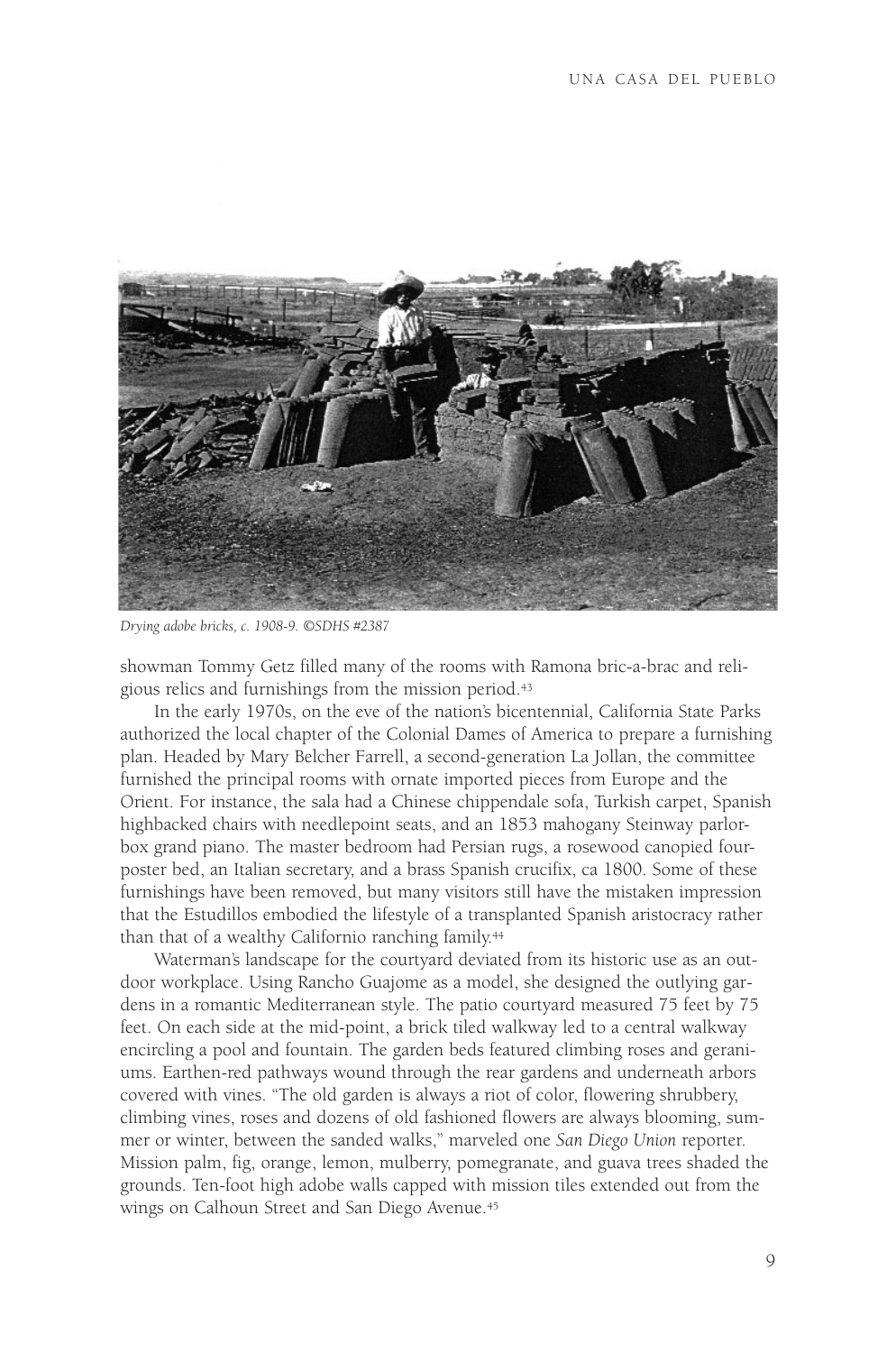*Drying adobe bricks, c. 1908-9. ©SDHS #2387*

showman Tommy Getz filled many of the rooms with Ramona bric-a-brac and religious relics and furnishings from the mission period.[43]

In the early 1970s, on the eve of the nation's bicentennial, California State Parks authorized the local chapter of the Colonial Dames of America to prepare a furnishing plan. Headed by Mary Belcher Farrell, a second-generation La Jollan, the committee furnished the principal rooms with ornate imported pieces from Europe and the Orient. For instance, the sala had a Chinese chippendale sofa, Turkish carpet, Spanish highbacked chairs with needlepoint seats, and an 1853 mahogany Steinway parlor-box grand piano. The master bedroom had Persian rugs, a rosewood canopied four-poster bed, an Italian secretary, and a brass Spanish crucifix, ca 1800. Some of these furnishings have been removed, but many visitors still have the mistaken impression that the Estudillos embodied the lifestyle of a transplanted Spanish aristocracy rather than that of a wealthy Californio ranching family.[44]

Waterman's landscape for the courtyard deviated from its historic use as an outdoor workplace. Using Rancho Guajome as a model, she designed the outlying gardens in a romantic Mediterranean style. The patio courtyard measured 75 feet by 75 feet. On each side at the mid-point, a brick tiled walkway led to a central walkway encircling a pool and fountain. The garden beds featured climbing roses and geraniums. Earthen-red pathways wound through the rear gardens and underneath arbors covered with vines. "The old garden is always a riot of color, flowering shrubbery, climbing vines, roses and dozens of old fashioned flowers are always blooming, summer or winter, between the sanded walks," marveled one *San Diego Union* reporter. Mission palm, fig, orange, lemon, mulberry, pomegranate, and guava trees shaded the grounds. Ten-foot high adobe walls capped with mission tiles extended out from the wings on Calhoun Street and San Diego Avenue.[45]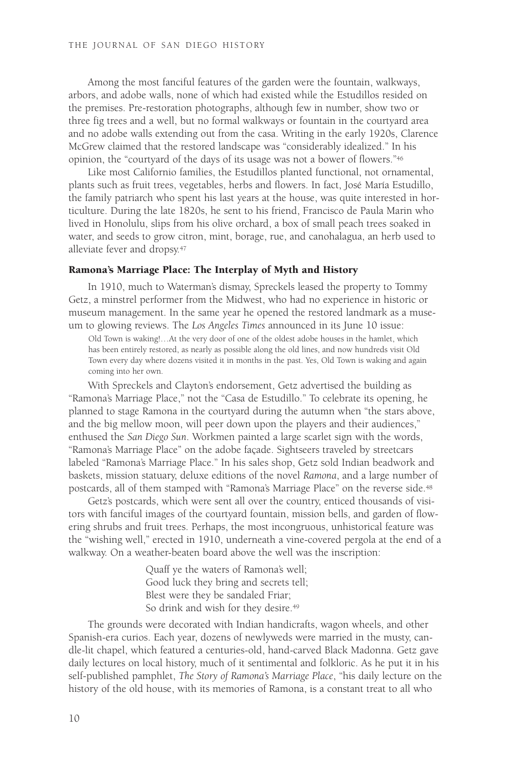Among the most fanciful features of the garden were the fountain, walkways, arbors, and adobe walls, none of which had existed while the Estudillos resided on the premises. Pre-restoration photographs, although few in number, show two or three fig trees and a well, but no formal walkways or fountain in the courtyard area and no adobe walls extending out from the casa. Writing in the early 1920s, Clarence McGrew claimed that the restored landscape was "considerably idealized." In his opinion, the "courtyard of the days of its usage was not a bower of flowers."[46]

Like most Californio families, the Estudillos planted functional, not ornamental, plants such as fruit trees, vegetables, herbs and flowers. In fact, José María Estudillo, the family patriarch who spent his last years at the house, was quite interested in horticulture. During the late 1820s, he sent to his friend, Francisco de Paula Marin who lived in Honolulu, slips from his olive orchard, a box of small peach trees soaked in water, and seeds to grow citron, mint, borage, rue, and canohalagua, an herb used to alleviate fever and dropsy.[47]

## Ramona's Marriage Place: The Interplay of Myth and History

In 1910, much to Waterman's dismay, Spreckels leased the property to Tommy Getz, a minstrel performer from the Midwest, who had no experience in historic or museum management. In the same year he opened the restored landmark as a museum to glowing reviews. The *Los Angeles Times* announced in its June 10 issue:

> Old Town is waking!…At the very door of one of the oldest adobe houses in the hamlet, which has been entirely restored, as nearly as possible along the old lines, and now hundreds visit Old Town every day where dozens visited it in months in the past. Yes, Old Town is waking and again coming into her own.

With Spreckels and Clayton's endorsement, Getz advertised the building as "Ramona's Marriage Place," not the "Casa de Estudillo." To celebrate its opening, he planned to stage Ramona in the courtyard during the autumn when "the stars above, and the big mellow moon, will peer down upon the players and their audiences," enthused the *San Diego Sun*. Workmen painted a large scarlet sign with the words, "Ramona's Marriage Place" on the adobe façade. Sightseers traveled by streetcars labeled "Ramona's Marriage Place." In his sales shop, Getz sold Indian beadwork and baskets, mission statuary, deluxe editions of the novel *Ramona*, and a large number of postcards, all of them stamped with "Ramona's Marriage Place" on the reverse side.[48]

Getz's postcards, which were sent all over the country, enticed thousands of visitors with fanciful images of the courtyard fountain, mission bells, and garden of flowering shrubs and fruit trees. Perhaps, the most incongruous, unhistorical feature was the "wishing well," erected in 1910, underneath a vine-covered pergola at the end of a walkway. On a weather-beaten board above the well was the inscription:

> Quaff ye the waters of Ramona's well;
> Good luck they bring and secrets tell;
> Blest were they be sandaled Friar;
> So drink and wish for they desire.[49]

The grounds were decorated with Indian handicrafts, wagon wheels, and other Spanish-era curios. Each year, dozens of newlyweds were married in the musty, candle-lit chapel, which featured a centuries-old, hand-carved Black Madonna. Getz gave daily lectures on local history, much of it sentimental and folkloric. As he put it in his self-published pamphlet, *The Story of Ramona's Marriage Place*, "his daily lecture on the history of the old house, with its memories of Ramona, is a constant treat to all who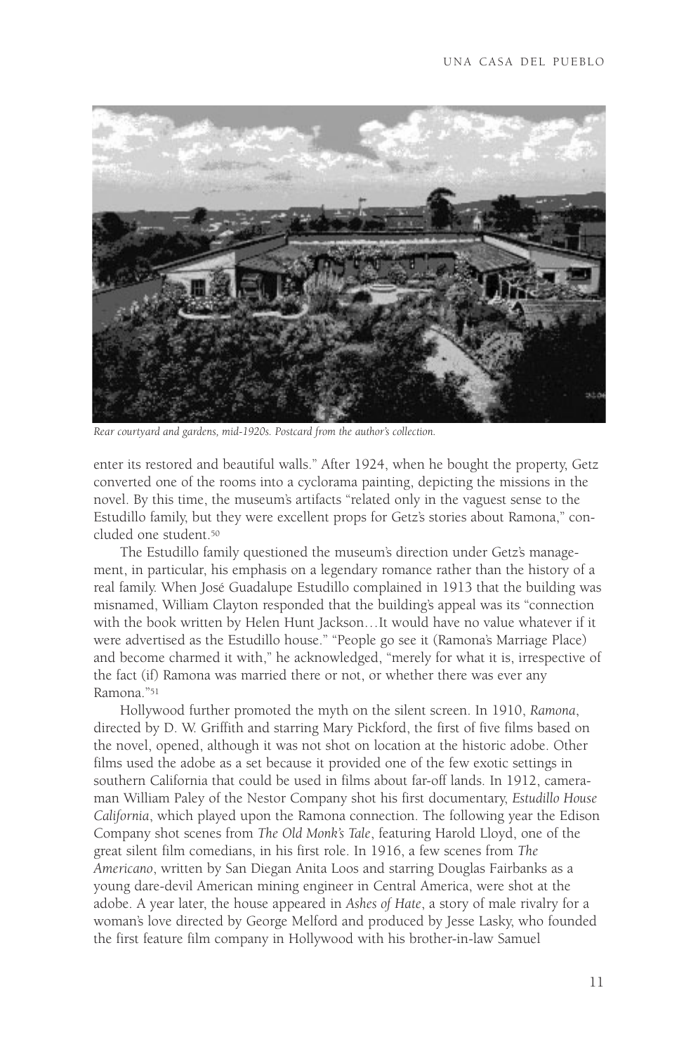*Rear courtyard and gardens, mid-1920s. Postcard from the author's collection.*

enter its restored and beautiful walls." After 1924, when he bought the property, Getz converted one of the rooms into a cyclorama painting, depicting the missions in the novel. By this time, the museum's artifacts "related only in the vaguest sense to the Estudillo family, but they were excellent props for Getz's stories about Ramona," concluded one student.[50]

The Estudillo family questioned the museum's direction under Getz's management, in particular, his emphasis on a legendary romance rather than the history of a real family. When José Guadalupe Estudillo complained in 1913 that the building was misnamed, William Clayton responded that the building's appeal was its "connection with the book written by Helen Hunt Jackson…It would have no value whatever if it were advertised as the Estudillo house." "People go see it (Ramona's Marriage Place) and become charmed it with," he acknowledged, "merely for what it is, irrespective of the fact (if) Ramona was married there or not, or whether there was ever any Ramona."[51]

Hollywood further promoted the myth on the silent screen. In 1910, *Ramona*, directed by D. W. Griffith and starring Mary Pickford, the first of five films based on the novel, opened, although it was not shot on location at the historic adobe. Other films used the adobe as a set because it provided one of the few exotic settings in southern California that could be used in films about far-off lands. In 1912, cameraman William Paley of the Nestor Company shot his first documentary, *Estudillo House California*, which played upon the Ramona connection. The following year the Edison Company shot scenes from *The Old Monk's Tale*, featuring Harold Lloyd, one of the great silent film comedians, in his first role. In 1916, a few scenes from *The Americano*, written by San Diegan Anita Loos and starring Douglas Fairbanks as a young dare-devil American mining engineer in Central America, were shot at the adobe. A year later, the house appeared in *Ashes of Hate*, a story of male rivalry for a woman's love directed by George Melford and produced by Jesse Lasky, who founded the first feature film company in Hollywood with his brother-in-law Samuel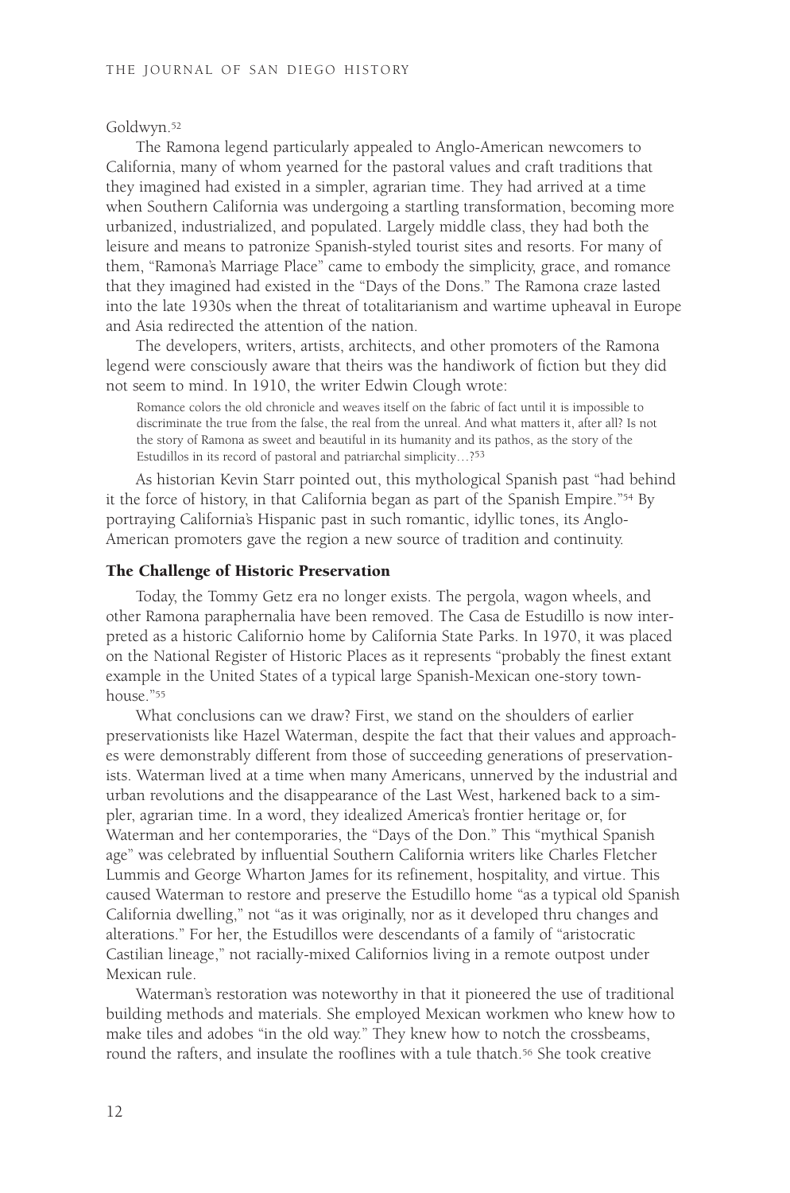Goldwyn.[52]

The Ramona legend particularly appealed to Anglo-American newcomers to California, many of whom yearned for the pastoral values and craft traditions that they imagined had existed in a simpler, agrarian time. They had arrived at a time when Southern California was undergoing a startling transformation, becoming more urbanized, industrialized, and populated. Largely middle class, they had both the leisure and means to patronize Spanish-styled tourist sites and resorts. For many of them, "Ramona's Marriage Place" came to embody the simplicity, grace, and romance that they imagined had existed in the "Days of the Dons." The Ramona craze lasted into the late 1930s when the threat of totalitarianism and wartime upheaval in Europe and Asia redirected the attention of the nation.

The developers, writers, artists, architects, and other promoters of the Ramona legend were consciously aware that theirs was the handiwork of fiction but they did not seem to mind. In 1910, the writer Edwin Clough wrote:

> Romance colors the old chronicle and weaves itself on the fabric of fact until it is impossible to discriminate the true from the false, the real from the unreal. And what matters it, after all? Is not the story of Ramona as sweet and beautiful in its humanity and its pathos, as the story of the Estudillos in its record of pastoral and patriarchal simplicity…?[53]

As historian Kevin Starr pointed out, this mythological Spanish past "had behind it the force of history, in that California began as part of the Spanish Empire."[54] By portraying California's Hispanic past in such romantic, idyllic tones, its Anglo-American promoters gave the region a new source of tradition and continuity.

## The Challenge of Historic Preservation

Today, the Tommy Getz era no longer exists. The pergola, wagon wheels, and other Ramona paraphernalia have been removed. The Casa de Estudillo is now interpreted as a historic Californio home by California State Parks. In 1970, it was placed on the National Register of Historic Places as it represents "probably the finest extant example in the United States of a typical large Spanish-Mexican one-story town-house."[55]

What conclusions can we draw? First, we stand on the shoulders of earlier preservationists like Hazel Waterman, despite the fact that their values and approaches were demonstrably different from those of succeeding generations of preservationists. Waterman lived at a time when many Americans, unnerved by the industrial and urban revolutions and the disappearance of the Last West, harkened back to a simpler, agrarian time. In a word, they idealized America's frontier heritage or, for Waterman and her contemporaries, the "Days of the Don." This "mythical Spanish age" was celebrated by influential Southern California writers like Charles Fletcher Lummis and George Wharton James for its refinement, hospitality, and virtue. This caused Waterman to restore and preserve the Estudillo home "as a typical old Spanish California dwelling," not "as it was originally, nor as it developed thru changes and alterations." For her, the Estudillos were descendants of a family of "aristocratic Castilian lineage," not racially-mixed Californios living in a remote outpost under Mexican rule.

Waterman's restoration was noteworthy in that it pioneered the use of traditional building methods and materials. She employed Mexican workmen who knew how to make tiles and adobes "in the old way." They knew how to notch the crossbeams, round the rafters, and insulate the rooflines with a tule thatch.[56] She took creative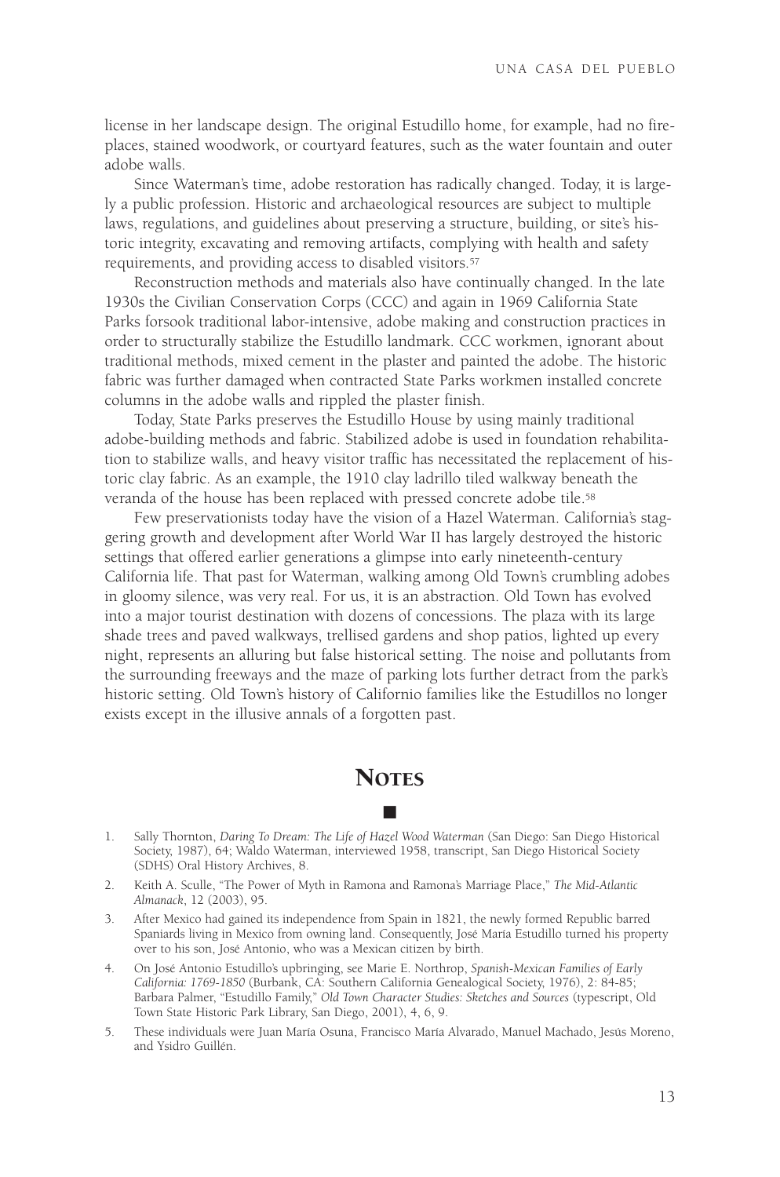license in her landscape design. The original Estudillo home, for example, had no fireplaces, stained woodwork, or courtyard features, such as the water fountain and outer adobe walls.

Since Waterman's time, adobe restoration has radically changed. Today, it is largely a public profession. Historic and archaeological resources are subject to multiple laws, regulations, and guidelines about preserving a structure, building, or site's historic integrity, excavating and removing artifacts, complying with health and safety requirements, and providing access to disabled visitors.[57]

Reconstruction methods and materials also have continually changed. In the late 1930s the Civilian Conservation Corps (CCC) and again in 1969 California State Parks forsook traditional labor-intensive, adobe making and construction practices in order to structurally stabilize the Estudillo landmark. CCC workmen, ignorant about traditional methods, mixed cement in the plaster and painted the adobe. The historic fabric was further damaged when contracted State Parks workmen installed concrete columns in the adobe walls and rippled the plaster finish.

Today, State Parks preserves the Estudillo House by using mainly traditional adobe-building methods and fabric. Stabilized adobe is used in foundation rehabilitation to stabilize walls, and heavy visitor traffic has necessitated the replacement of historic clay fabric. As an example, the 1910 clay ladrillo tiled walkway beneath the veranda of the house has been replaced with pressed concrete adobe tile.[58]

Few preservationists today have the vision of a Hazel Waterman. California's staggering growth and development after World War II has largely destroyed the historic settings that offered earlier generations a glimpse into early nineteenth-century California life. That past for Waterman, walking among Old Town's crumbling adobes in gloomy silence, was very real. For us, it is an abstraction. Old Town has evolved into a major tourist destination with dozens of concessions. The plaza with its large shade trees and paved walkways, trellised gardens and shop patios, lighted up every night, represents an alluring but false historical setting. The noise and pollutants from the surrounding freeways and the maze of parking lots further detract from the park's historic setting. Old Town's history of Californio families like the Estudillos no longer exists except in the illusive annals of a forgotten past.

## Notes

■

1. Sally Thornton, *Daring To Dream: The Life of Hazel Wood Waterman* (San Diego: San Diego Historical Society, 1987), 64; Waldo Waterman, interviewed 1958, transcript, San Diego Historical Society (SDHS) Oral History Archives, 8.
2. Keith A. Sculle, "The Power of Myth in Ramona and Ramona's Marriage Place," *The Mid-Atlantic Almanack*, 12 (2003), 95.
3. After Mexico had gained its independence from Spain in 1821, the newly formed Republic barred Spaniards living in Mexico from owning land. Consequently, José María Estudillo turned his property over to his son, José Antonio, who was a Mexican citizen by birth.
4. On José Antonio Estudillo's upbringing, see Marie E. Northrop, *Spanish-Mexican Families of Early California: 1769-1850* (Burbank, CA: Southern California Genealogical Society, 1976), 2: 84-85; Barbara Palmer, "Estudillo Family," *Old Town Character Studies: Sketches and Sources* (typescript, Old Town State Historic Park Library, San Diego, 2001), 4, 6, 9.
5. These individuals were Juan María Osuna, Francisco María Alvarado, Manuel Machado, Jesús Moreno, and Ysidro Guillén.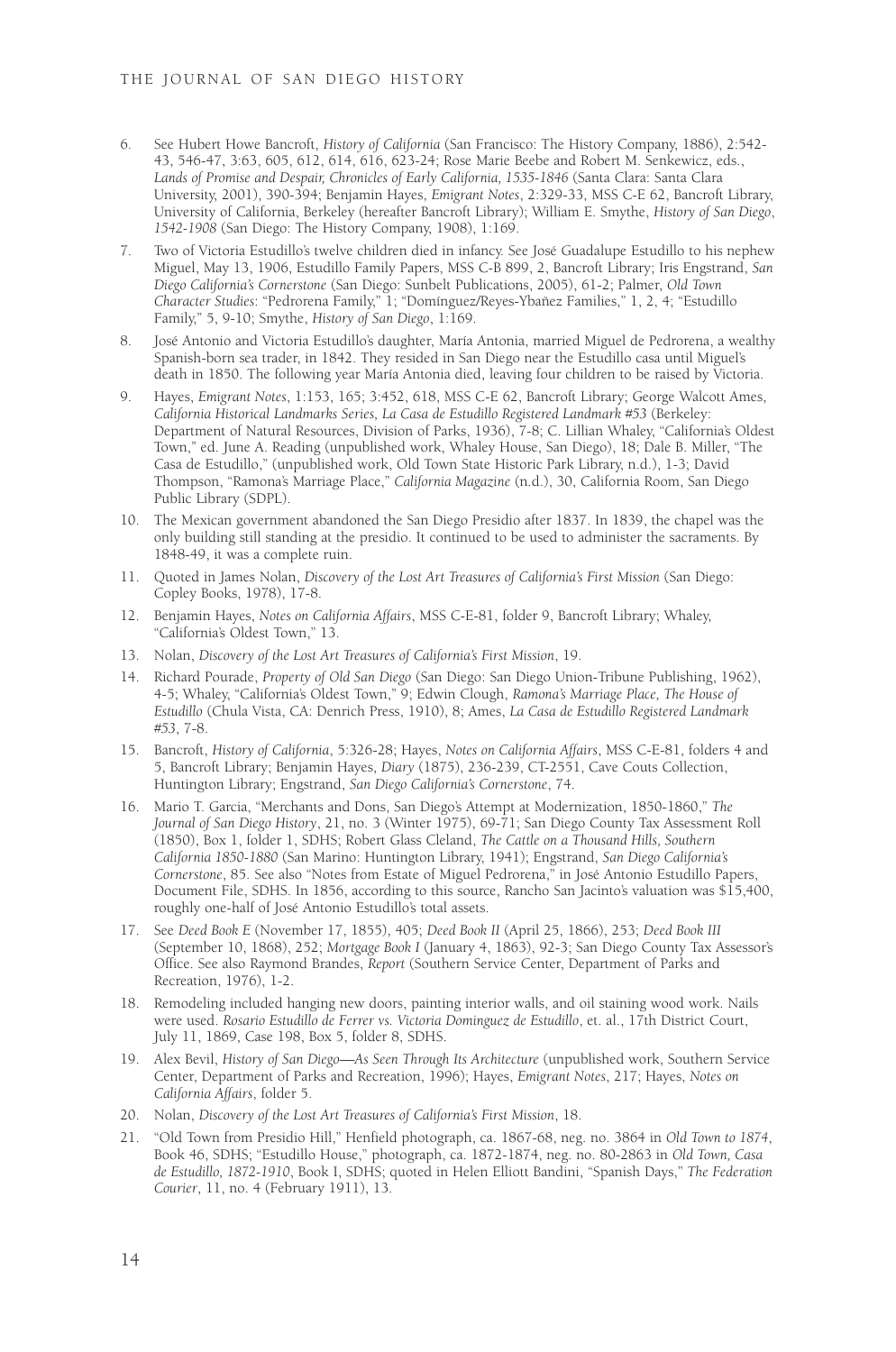6. See Hubert Howe Bancroft, *History of California* (San Francisco: The History Company, 1886), 2:542-43, 546-47, 3:63, 605, 612, 614, 616, 623-24; Rose Marie Beebe and Robert M. Senkewicz, eds., *Lands of Promise and Despair, Chronicles of Early California, 1535-1846* (Santa Clara: Santa Clara University, 2001), 390-394; Benjamin Hayes, *Emigrant Notes*, 2:329-33, MSS C-E 62, Bancroft Library, University of California, Berkeley (hereafter Bancroft Library); William E. Smythe, *History of San Diego, 1542-1908* (San Diego: The History Company, 1908), 1:169.

7. Two of Victoria Estudillo's twelve children died in infancy. See José Guadalupe Estudillo to his nephew Miguel, May 13, 1906, Estudillo Family Papers, MSS C-B 899, 2, Bancroft Library; Iris Engstrand, *San Diego California's Cornerstone* (San Diego: Sunbelt Publications, 2005), 61-2; Palmer, *Old Town Character Studies*: "Pedrorena Family," 1; "Domínguez/Reyes-Ybañez Families," 1, 2, 4; "Estudillo Family," 5, 9-10; Smythe, *History of San Diego*, 1:169.

8. José Antonio and Victoria Estudillo's daughter, María Antonia, married Miguel de Pedrorena, a wealthy Spanish-born sea trader, in 1842. They resided in San Diego near the Estudillo casa until Miguel's death in 1850. The following year María Antonia died, leaving four children to be raised by Victoria.

9. Hayes, *Emigrant Notes*, 1:153, 165; 3:452, 618, MSS C-E 62, Bancroft Library; George Walcott Ames, *California Historical Landmarks Series, La Casa de Estudillo Registered Landmark #53* (Berkeley: Department of Natural Resources, Division of Parks, 1936), 7-8; C. Lillian Whaley, "California's Oldest Town," ed. June A. Reading (unpublished work, Whaley House, San Diego), 18; Dale B. Miller, "The Casa de Estudillo," (unpublished work, Old Town State Historic Park Library, n.d.), 1-3; David Thompson, "Ramona's Marriage Place," *California Magazine* (n.d.), 30, California Room, San Diego Public Library (SDPL).

10. The Mexican government abandoned the San Diego Presidio after 1837. In 1839, the chapel was the only building still standing at the presidio. It continued to be used to administer the sacraments. By 1848-49, it was a complete ruin.

11. Quoted in James Nolan, *Discovery of the Lost Art Treasures of California's First Mission* (San Diego: Copley Books, 1978), 17-8.

12. Benjamin Hayes, *Notes on California Affairs*, MSS C-E-81, folder 9, Bancroft Library; Whaley, "California's Oldest Town," 13.

13. Nolan, *Discovery of the Lost Art Treasures of California's First Mission*, 19.

14. Richard Pourade, *Property of Old San Diego* (San Diego: San Diego Union-Tribune Publishing, 1962), 4-5; Whaley, "California's Oldest Town," 9; Edwin Clough, *Ramona's Marriage Place, The House of Estudillo* (Chula Vista, CA: Denrich Press, 1910), 8; Ames, *La Casa de Estudillo Registered Landmark #53*, 7-8.

15. Bancroft, *History of California*, 5:326-28; Hayes, *Notes on California Affairs*, MSS C-E-81, folders 4 and 5, Bancroft Library; Benjamin Hayes, *Diary* (1875), 236-239, CT-2551, Cave Couts Collection, Huntington Library; Engstrand, *San Diego California's Cornerstone*, 74.

16. Mario T. Garcia, "Merchants and Dons, San Diego's Attempt at Modernization, 1850-1860," *The Journal of San Diego History*, 21, no. 3 (Winter 1975), 69-71; San Diego County Tax Assessment Roll (1850), Box 1, folder 1, SDHS; Robert Glass Cleland, *The Cattle on a Thousand Hills, Southern California 1850-1880* (San Marino: Huntington Library, 1941); Engstrand, *San Diego California's Cornerstone*, 85. See also "Notes from Estate of Miguel Pedrorena," in José Antonio Estudillo Papers, Document File, SDHS. In 1856, according to this source, Rancho San Jacinto's valuation was $15,400, roughly one-half of José Antonio Estudillo's total assets.

17. See *Deed Book E* (November 17, 1855), 405; *Deed Book II* (April 25, 1866), 253; *Deed Book III* (September 10, 1868), 252; *Mortgage Book I* (January 4, 1863), 92-3; San Diego County Tax Assessor's Office. See also Raymond Brandes, *Report* (Southern Service Center, Department of Parks and Recreation, 1976), 1-2.

18. Remodeling included hanging new doors, painting interior walls, and oil staining wood work. Nails were used. *Rosario Estudillo de Ferrer vs. Victoria Dominguez de Estudillo*, et. al., 17th District Court, July 11, 1869, Case 198, Box 5, folder 8, SDHS.

19. Alex Bevil, *History of San Diego—As Seen Through Its Architecture* (unpublished work, Southern Service Center, Department of Parks and Recreation, 1996); Hayes, *Emigrant Notes*, 217; Hayes, *Notes on California Affairs*, folder 5.

20. Nolan, *Discovery of the Lost Art Treasures of California's First Mission*, 18.

21. "Old Town from Presidio Hill," Henfield photograph, ca. 1867-68, neg. no. 3864 in *Old Town to 1874*, Book 46, SDHS; "Estudillo House," photograph, ca. 1872-1874, neg. no. 80-2863 in *Old Town, Casa de Estudillo, 1872-1910*, Book I, SDHS; quoted in Helen Elliott Bandini, "Spanish Days," *The Federation Courier*, 11, no. 4 (February 1911), 13.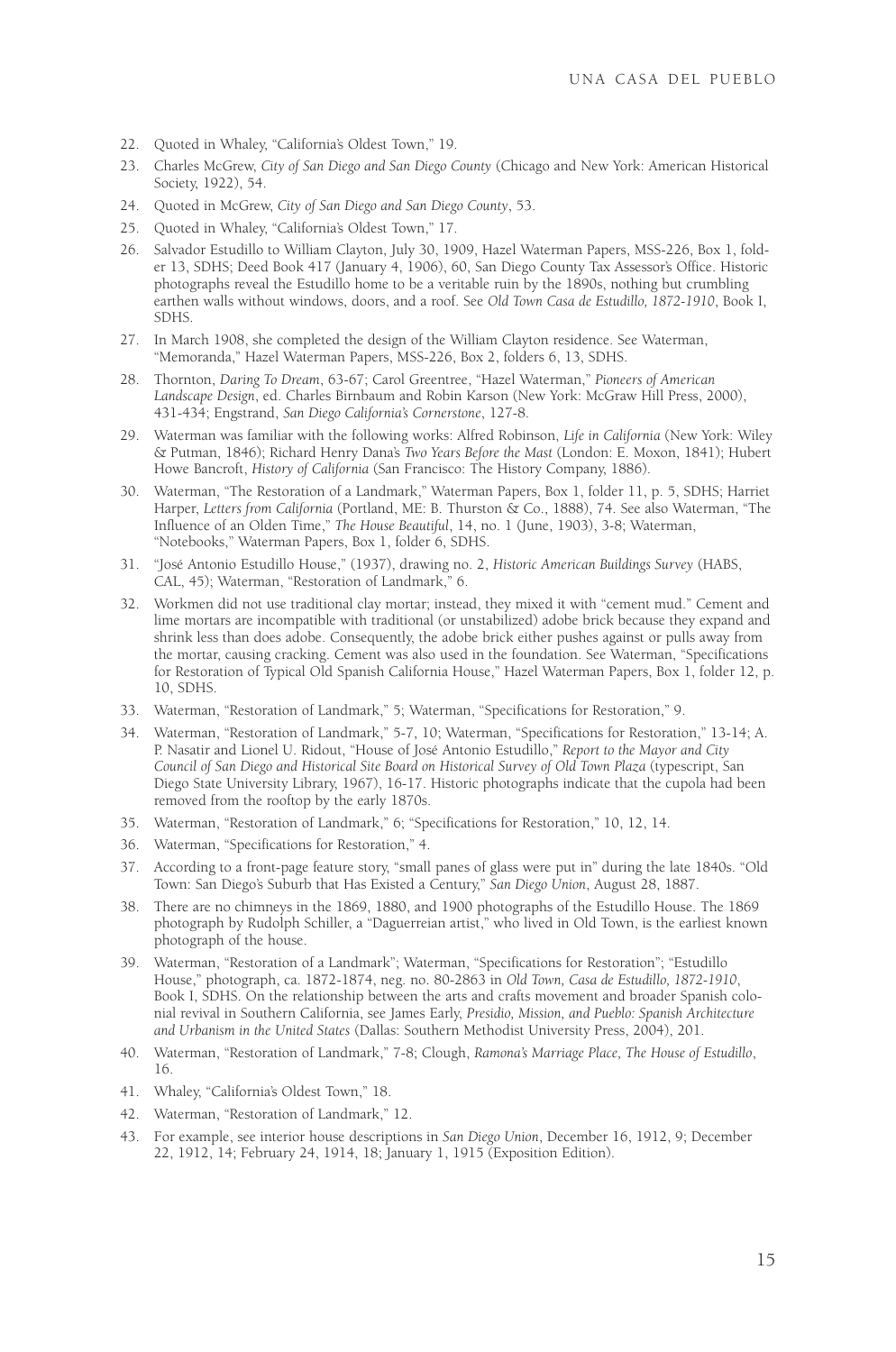22. Quoted in Whaley, "California's Oldest Town," 19.

23. Charles McGrew, *City of San Diego and San Diego County* (Chicago and New York: American Historical Society, 1922), 54.

24. Quoted in McGrew, *City of San Diego and San Diego County*, 53.

25. Quoted in Whaley, "California's Oldest Town," 17.

26. Salvador Estudillo to William Clayton, July 30, 1909, Hazel Waterman Papers, MSS-226, Box 1, folder 13, SDHS; Deed Book 417 (January 4, 1906), 60, San Diego County Tax Assessor's Office. Historic photographs reveal the Estudillo home to be a veritable ruin by the 1890s, nothing but crumbling earthen walls without windows, doors, and a roof. See *Old Town Casa de Estudillo, 1872-1910*, Book I, SDHS.

27. In March 1908, she completed the design of the William Clayton residence. See Waterman, "Memoranda," Hazel Waterman Papers, MSS-226, Box 2, folders 6, 13, SDHS.

28. Thornton, *Daring To Dream*, 63-67; Carol Greentree, "Hazel Waterman," *Pioneers of American Landscape Design*, ed. Charles Birnbaum and Robin Karson (New York: McGraw Hill Press, 2000), 431-434; Engstrand, *San Diego California's Cornerstone*, 127-8.

29. Waterman was familiar with the following works: Alfred Robinson, *Life in California* (New York: Wiley & Putman, 1846); Richard Henry Dana's *Two Years Before the Mast* (London: E. Moxon, 1841); Hubert Howe Bancroft, *History of California* (San Francisco: The History Company, 1886).

30. Waterman, "The Restoration of a Landmark," Waterman Papers, Box 1, folder 11, p. 5, SDHS; Harriet Harper, *Letters from California* (Portland, ME: B. Thurston & Co., 1888), 74. See also Waterman, "The Influence of an Olden Time," *The House Beautiful*, 14, no. 1 (June, 1903), 3-8; Waterman, "Notebooks," Waterman Papers, Box 1, folder 6, SDHS.

31. "José Antonio Estudillo House," (1937), drawing no. 2, *Historic American Buildings Survey* (HABS, CAL, 45); Waterman, "Restoration of Landmark," 6.

32. Workmen did not use traditional clay mortar; instead, they mixed it with "cement mud." Cement and lime mortars are incompatible with traditional (or unstabilized) adobe brick because they expand and shrink less than does adobe. Consequently, the adobe brick either pushes against or pulls away from the mortar, causing cracking. Cement was also used in the foundation. See Waterman, "Specifications for Restoration of Typical Old Spanish California House," Hazel Waterman Papers, Box 1, folder 12, p. 10, SDHS.

33. Waterman, "Restoration of Landmark," 5; Waterman, "Specifications for Restoration," 9.

34. Waterman, "Restoration of Landmark," 5-7, 10; Waterman, "Specifications for Restoration," 13-14; A. P. Nasatir and Lionel U. Ridout, "House of José Antonio Estudillo," *Report to the Mayor and City Council of San Diego and Historical Site Board on Historical Survey of Old Town Plaza* (typescript, San Diego State University Library, 1967), 16-17. Historic photographs indicate that the cupola had been removed from the rooftop by the early 1870s.

35. Waterman, "Restoration of Landmark," 6; "Specifications for Restoration," 10, 12, 14.

36. Waterman, "Specifications for Restoration," 4.

37. According to a front-page feature story, "small panes of glass were put in" during the late 1840s. "Old Town: San Diego's Suburb that Has Existed a Century," *San Diego Union*, August 28, 1887.

38. There are no chimneys in the 1869, 1880, and 1900 photographs of the Estudillo House. The 1869 photograph by Rudolph Schiller, a "Daguerreian artist," who lived in Old Town, is the earliest known photograph of the house.

39. Waterman, "Restoration of a Landmark"; Waterman, "Specifications for Restoration"; "Estudillo House," photograph, ca. 1872-1874, neg. no. 80-2863 in *Old Town, Casa de Estudillo, 1872-1910*, Book I, SDHS. On the relationship between the arts and crafts movement and broader Spanish colonial revival in Southern California, see James Early, *Presidio, Mission, and Pueblo: Spanish Architecture and Urbanism in the United States* (Dallas: Southern Methodist University Press, 2004), 201.

40. Waterman, "Restoration of Landmark," 7-8; Clough, *Ramona's Marriage Place, The House of Estudillo*, 16.

41. Whaley, "California's Oldest Town," 18.

42. Waterman, "Restoration of Landmark," 12.

43. For example, see interior house descriptions in *San Diego Union*, December 16, 1912, 9; December 22, 1912, 14; February 24, 1914, 18; January 1, 1915 (Exposition Edition).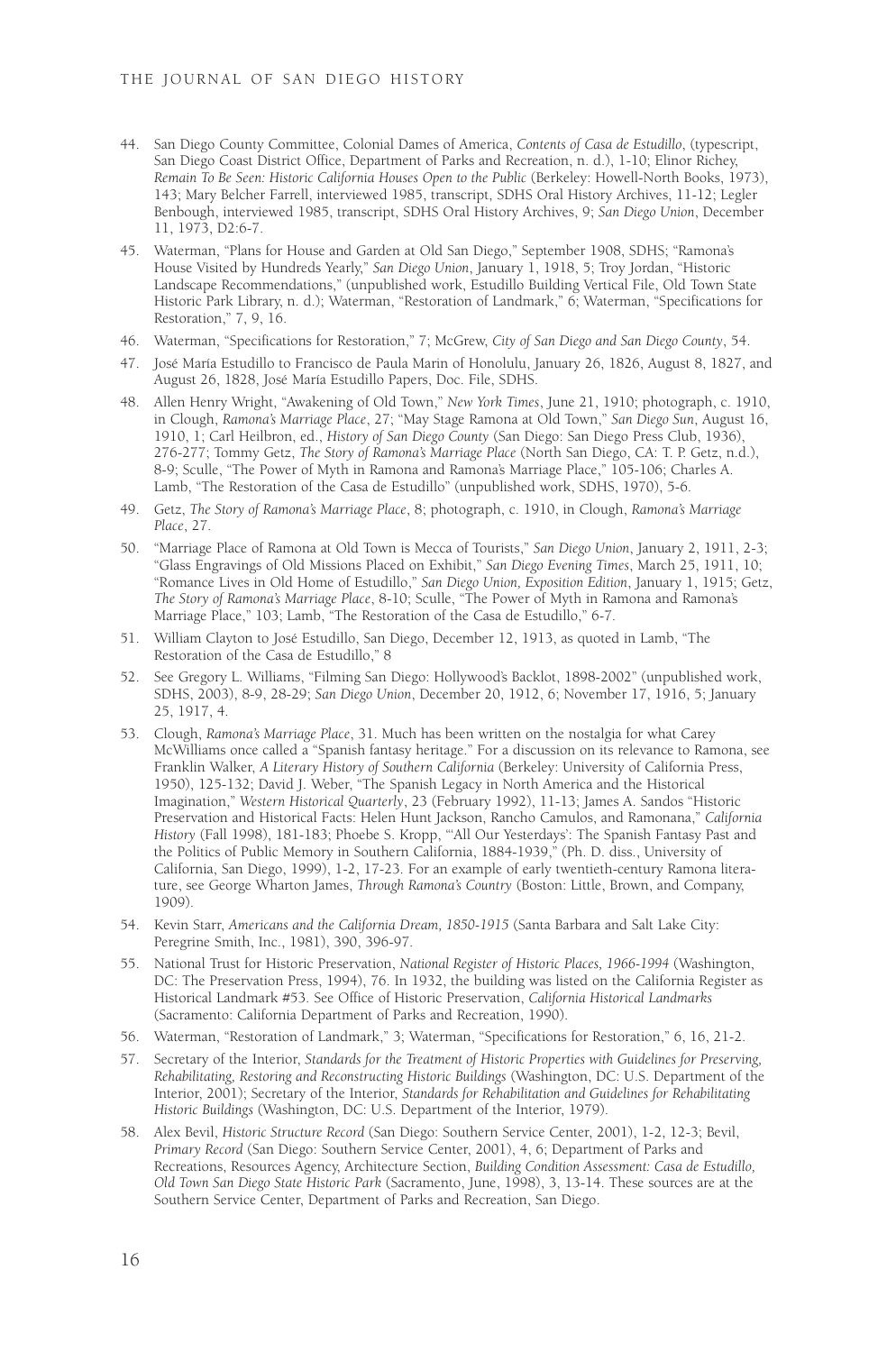44. San Diego County Committee, Colonial Dames of America, *Contents of Casa de Estudillo*, (typescript, San Diego Coast District Office, Department of Parks and Recreation, n. d.), 1-10; Elinor Richey, *Remain To Be Seen: Historic California Houses Open to the Public* (Berkeley: Howell-North Books, 1973), 143; Mary Belcher Farrell, interviewed 1985, transcript, SDHS Oral History Archives, 11-12; Legler Benbough, interviewed 1985, transcript, SDHS Oral History Archives, 9; *San Diego Union*, December 11, 1973, D2:6-7.

45. Waterman, "Plans for House and Garden at Old San Diego," September 1908, SDHS; "Ramona's House Visited by Hundreds Yearly," *San Diego Union*, January 1, 1918, 5; Troy Jordan, "Historic Landscape Recommendations," (unpublished work, Estudillo Building Vertical File, Old Town State Historic Park Library, n. d.); Waterman, "Restoration of Landmark," 6; Waterman, "Specifications for Restoration," 7, 9, 16.

46. Waterman, "Specifications for Restoration," 7; McGrew, *City of San Diego and San Diego County*, 54.

47. José María Estudillo to Francisco de Paula Marin of Honolulu, January 26, 1826, August 8, 1827, and August 26, 1828, José María Estudillo Papers, Doc. File, SDHS.

48. Allen Henry Wright, "Awakening of Old Town," *New York Times*, June 21, 1910; photograph, c. 1910, in Clough, *Ramona's Marriage Place*, 27; "May Stage Ramona at Old Town," *San Diego Sun*, August 16, 1910, 1; Carl Heilbron, ed., *History of San Diego County* (San Diego: San Diego Press Club, 1936), 276-277; Tommy Getz, *The Story of Ramona's Marriage Place* (North San Diego, CA: T. P. Getz, n.d.), 8-9; Sculle, "The Power of Myth in Ramona and Ramona's Marriage Place," 105-106; Charles A. Lamb, "The Restoration of the Casa de Estudillo" (unpublished work, SDHS, 1970), 5-6.

49. Getz, *The Story of Ramona's Marriage Place*, 8; photograph, c. 1910, in Clough, *Ramona's Marriage Place*, 27.

50. "Marriage Place of Ramona at Old Town is Mecca of Tourists," *San Diego Union*, January 2, 1911, 2-3; "Glass Engravings of Old Missions Placed on Exhibit," *San Diego Evening Times*, March 25, 1911, 10; "Romance Lives in Old Home of Estudillo," *San Diego Union, Exposition Edition*, January 1, 1915; Getz, *The Story of Ramona's Marriage Place*, 8-10; Sculle, "The Power of Myth in Ramona and Ramona's Marriage Place," 103; Lamb, "The Restoration of the Casa de Estudillo," 6-7.

51. William Clayton to José Estudillo, San Diego, December 12, 1913, as quoted in Lamb, "The Restoration of the Casa de Estudillo," 8

52. See Gregory L. Williams, "Filming San Diego: Hollywood's Backlot, 1898-2002" (unpublished work, SDHS, 2003), 8-9, 28-29; *San Diego Union*, December 20, 1912, 6; November 17, 1916, 5; January 25, 1917, 4.

53. Clough, *Ramona's Marriage Place*, 31. Much has been written on the nostalgia for what Carey McWilliams once called a "Spanish fantasy heritage." For a discussion on its relevance to Ramona, see Franklin Walker, *A Literary History of Southern California* (Berkeley: University of California Press, 1950), 125-132; David J. Weber, "The Spanish Legacy in North America and the Historical Imagination," *Western Historical Quarterly*, 23 (February 1992), 11-13; James A. Sandos "Historic Preservation and Historical Facts: Helen Hunt Jackson, Rancho Camulos, and Ramonana," *California History* (Fall 1998), 181-183; Phoebe S. Kropp, "'All Our Yesterdays': The Spanish Fantasy Past and the Politics of Public Memory in Southern California, 1884-1939," (Ph. D. diss., University of California, San Diego, 1999), 1-2, 17-23. For an example of early twentieth-century Ramona literature, see George Wharton James, *Through Ramona's Country* (Boston: Little, Brown, and Company, 1909).

54. Kevin Starr, *Americans and the California Dream, 1850-1915* (Santa Barbara and Salt Lake City: Peregrine Smith, Inc., 1981), 390, 396-97.

55. National Trust for Historic Preservation, *National Register of Historic Places, 1966-1994* (Washington, DC: The Preservation Press, 1994), 76. In 1932, the building was listed on the California Register as Historical Landmark #53. See Office of Historic Preservation, *California Historical Landmarks* (Sacramento: California Department of Parks and Recreation, 1990).

56. Waterman, "Restoration of Landmark," 3; Waterman, "Specifications for Restoration," 6, 16, 21-2.

57. Secretary of the Interior, *Standards for the Treatment of Historic Properties with Guidelines for Preserving, Rehabilitating, Restoring and Reconstructing Historic Buildings* (Washington, DC: U.S. Department of the Interior, 2001); Secretary of the Interior, *Standards for Rehabilitation and Guidelines for Rehabilitating Historic Buildings* (Washington, DC: U.S. Department of the Interior, 1979).

58. Alex Bevil, *Historic Structure Record* (San Diego: Southern Service Center, 2001), 1-2, 12-3; Bevil, *Primary Record* (San Diego: Southern Service Center, 2001), 4, 6; Department of Parks and Recreations, Resources Agency, Architecture Section, *Building Condition Assessment: Casa de Estudillo, Old Town San Diego State Historic Park* (Sacramento, June, 1998), 3, 13-14. These sources are at the Southern Service Center, Department of Parks and Recreation, San Diego.